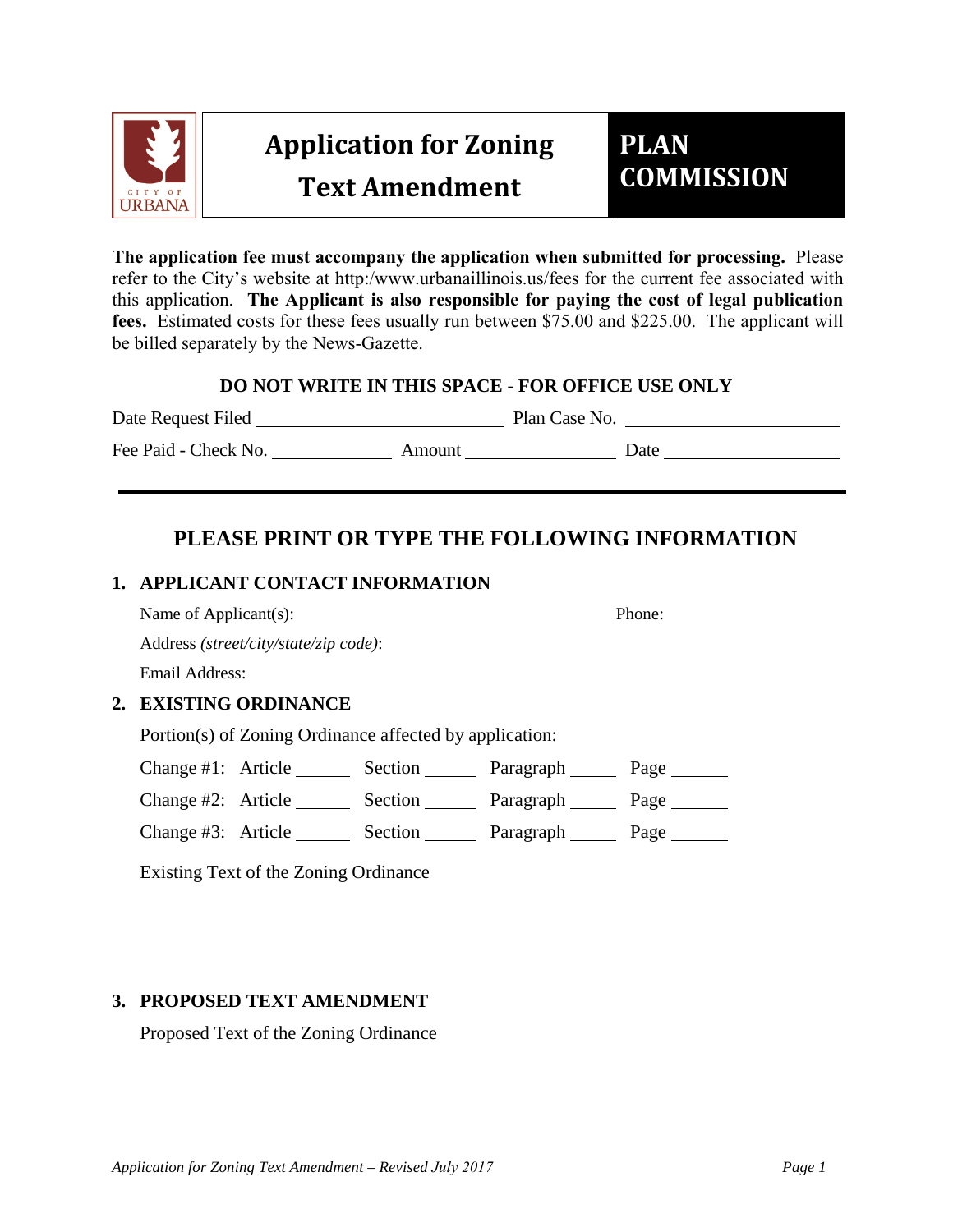# Application for Zoning Text Amendment

## PLAN COMMISSION

**The application fee must accompany the application when submitted for processing.** Please refer to the City's website at http:/www.urbanaillinois.us/fees for the current fee associated with this application. **The Applicant is also responsible for paying the cost of legal publication fees.** Estimated costs for these fees usually run between $75.00 and $225.00. The applicant will be billed separately by the News-Gazette.

**DO NOT WRITE IN THIS SPACE - FOR OFFICE USE ONLY**

Date Request Filed ____________________ Plan Case No. ____________________

Fee Paid - Check No. __________ Amount ______________ Date ________________

---

## PLEASE PRINT OR TYPE THE FOLLOWING INFORMATION

### 1. APPLICANT CONTACT INFORMATION

Name of Applicant(s): Phone:

Address *(street/city/state/zip code)*:

Email Address:

### 2. EXISTING ORDINANCE

Portion(s) of Zoning Ordinance affected by application:

Change #1: Article ______ Section ______ Paragraph _____ Page ______

Change #2: Article ______ Section ______ Paragraph _____ Page ______

Change #3: Article ______ Section ______ Paragraph _____ Page ______

Existing Text of the Zoning Ordinance

### 3. PROPOSED TEXT AMENDMENT

Proposed Text of the Zoning Ordinance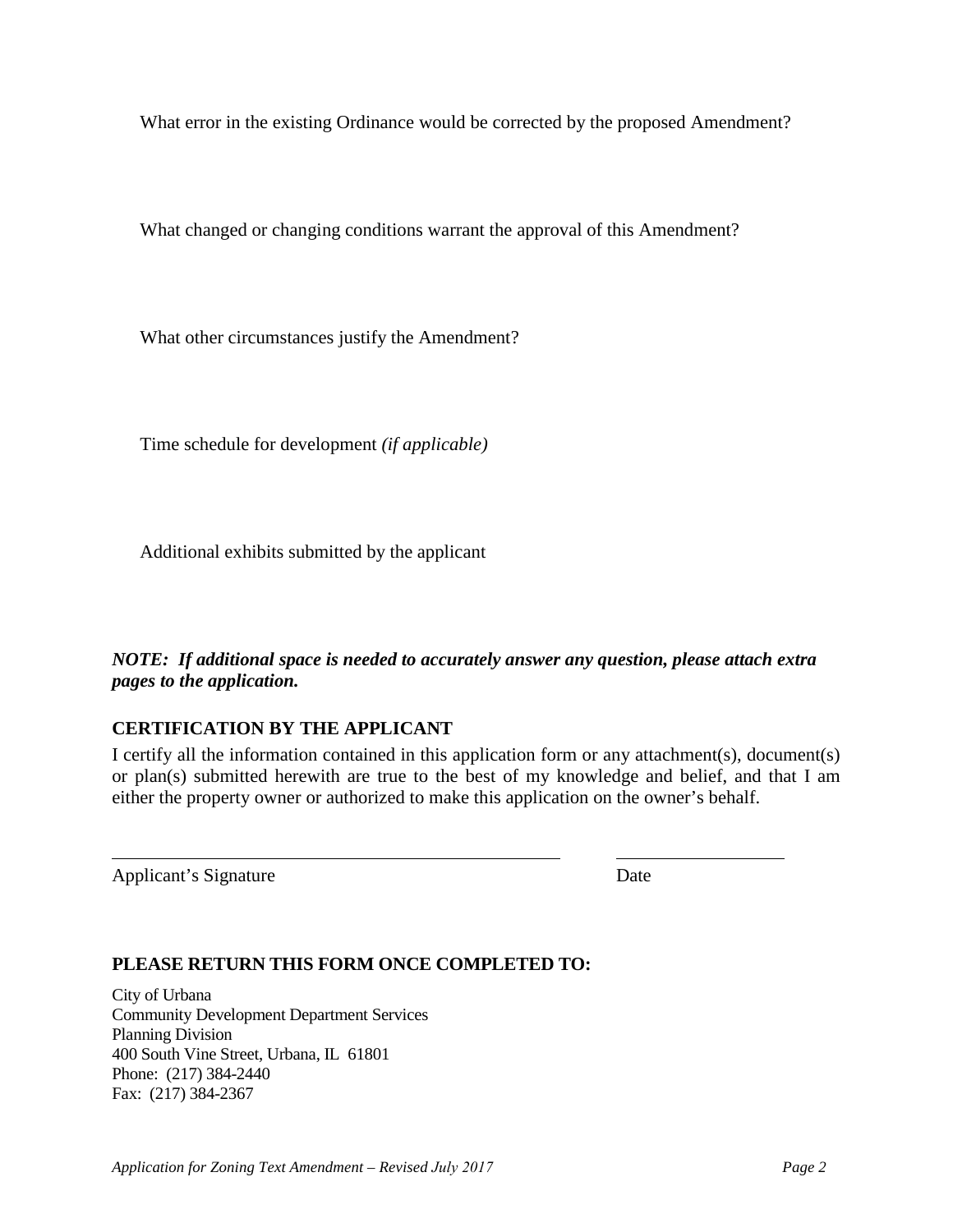What error in the existing Ordinance would be corrected by the proposed Amendment?

What changed or changing conditions warrant the approval of this Amendment?

What other circumstances justify the Amendment?

Time schedule for development *(if applicable)*

Additional exhibits submitted by the applicant

***NOTE: If additional space is needed to accurately answer any question, please attach extra pages to the application.***

**CERTIFICATION BY THE APPLICANT**

I certify all the information contained in this application form or any attachment(s), document(s) or plan(s) submitted herewith are true to the best of my knowledge and belief, and that I am either the property owner or authorized to make this application on the owner's behalf.

Applicant's Signature Date

**PLEASE RETURN THIS FORM ONCE COMPLETED TO:**

City of Urbana
Community Development Department Services
Planning Division
400 South Vine Street, Urbana, IL 61801
Phone: (217) 384-2440
Fax: (217) 384-2367